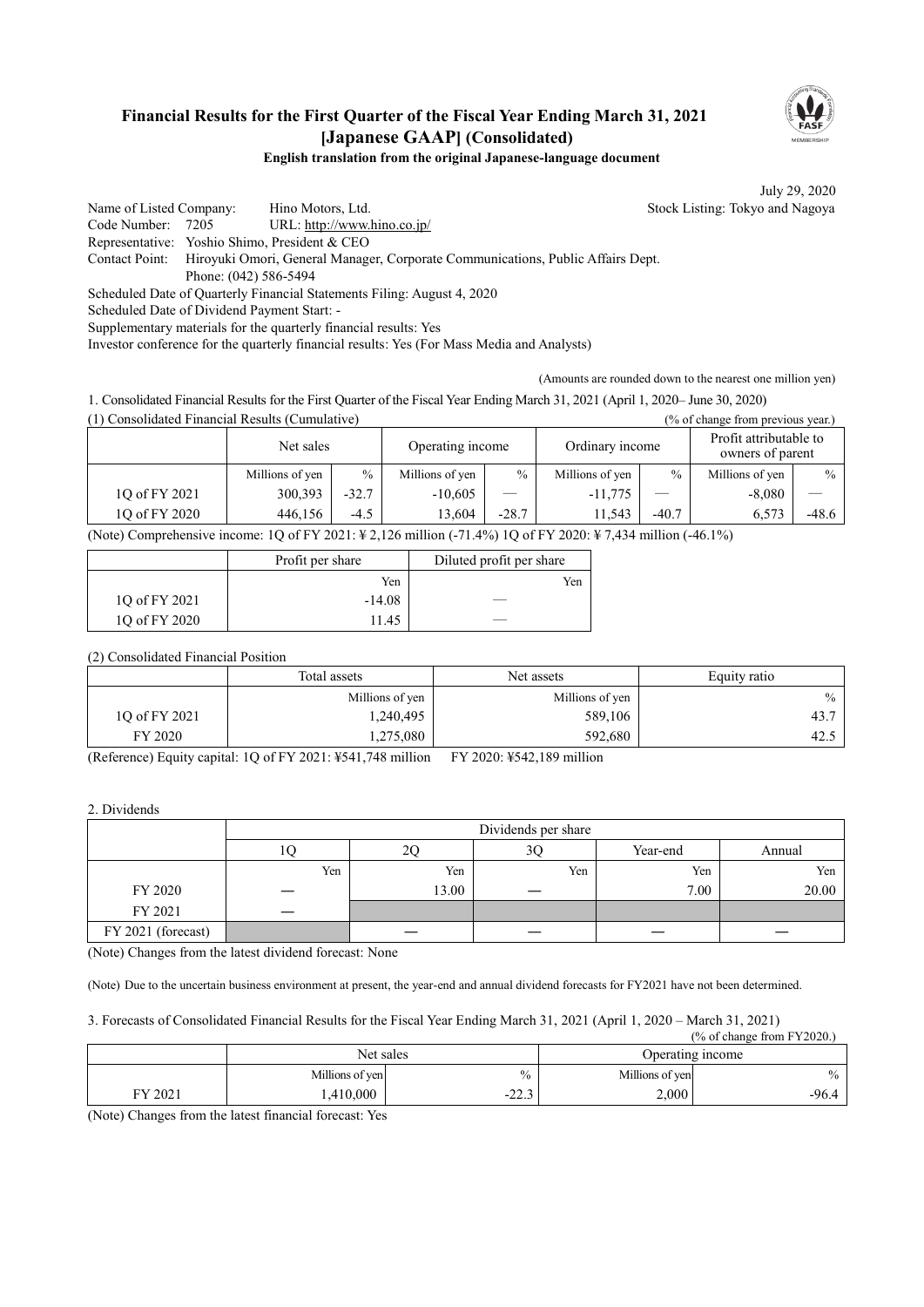# Financial Results for the First Quarter of the Fiscal Year Ending March 31, 2021 [Japanese GAAP] (Consolidated)

**English translation from the original Japanese-language document**

July 29, 2020

Name of Listed Company: Hino Motors, Ltd. Stock Listing: Tokyo and Nagoya
Code Number: 7205 URL: http://www.hino.co.jp/
Representative: Yoshio Shimo, President & CEO
Contact Point: Hiroyuki Omori, General Manager, Corporate Communications, Public Affairs Dept.
Phone: (042) 586-5494
Scheduled Date of Quarterly Financial Statements Filing: August 4, 2020
Scheduled Date of Dividend Payment Start: -
Supplementary materials for the quarterly financial results: Yes
Investor conference for the quarterly financial results: Yes (For Mass Media and Analysts)

(Amounts are rounded down to the nearest one million yen)

1. Consolidated Financial Results for the First Quarter of the Fiscal Year Ending March 31, 2021 (April 1, 2020– June 30, 2020)

(1) Consolidated Financial Results (Cumulative) (% of change from previous year.)

| | Net sales | | Operating income | | Ordinary income | | Profit attributable to owners of parent | |
|---|---|---|---|---|---|---|---|---|
| | Millions of yen | % | Millions of yen | % | Millions of yen | % | Millions of yen | % |
| 1Q of FY 2021 | 300,393 | -32.7 | -10,605 | — | -11,775 | — | -8,080 | — |
| 1Q of FY 2020 | 446,156 | -4.5 | 13,604 | -28.7 | 11,543 | -40.7 | 6,573 | -48.6 |

(Note) Comprehensive income: 1Q of FY 2021: ¥ 2,126 million (-71.4%) 1Q of FY 2020: ¥ 7,434 million (-46.1%)

| | Profit per share | Diluted profit per share |
|---|---|---|
| | Yen | Yen |
| 1Q of FY 2021 | -14.08 | — |
| 1Q of FY 2020 | 11.45 | — |

(2) Consolidated Financial Position

| | Total assets | Net assets | Equity ratio |
|---|---|---|---|
| | Millions of yen | Millions of yen | % |
| 1Q of FY 2021 | 1,240,495 | 589,106 | 43.7 |
| FY 2020 | 1,275,080 | 592,680 | 42.5 |

(Reference) Equity capital: 1Q of FY 2021: ¥541,748 million FY 2020: ¥542,189 million

2. Dividends

| | Dividends per share | | | | |
|---|---|---|---|---|---|
| | 1Q | 2Q | 3Q | Year-end | Annual |
| | Yen | Yen | Yen | Yen | Yen |
| FY 2020 | — | 13.00 | — | 7.00 | 20.00 |
| FY 2021 | — | | | | |
| FY 2021 (forecast) | | — | — | — | — |

(Note) Changes from the latest dividend forecast: None

(Note) Due to the uncertain business environment at present, the year-end and annual dividend forecasts for FY2021 have not been determined.

3. Forecasts of Consolidated Financial Results for the Fiscal Year Ending March 31, 2021 (April 1, 2020 – March 31, 2021)

(% of change from FY2020.)

| | Net sales | | Operating income | |
|---|---|---|---|---|
| | Millions of yen | % | Millions of yen | % |
| FY 2021 | 1,410,000 | -22.3 | 2,000 | -96.4 |

(Note) Changes from the latest financial forecast: Yes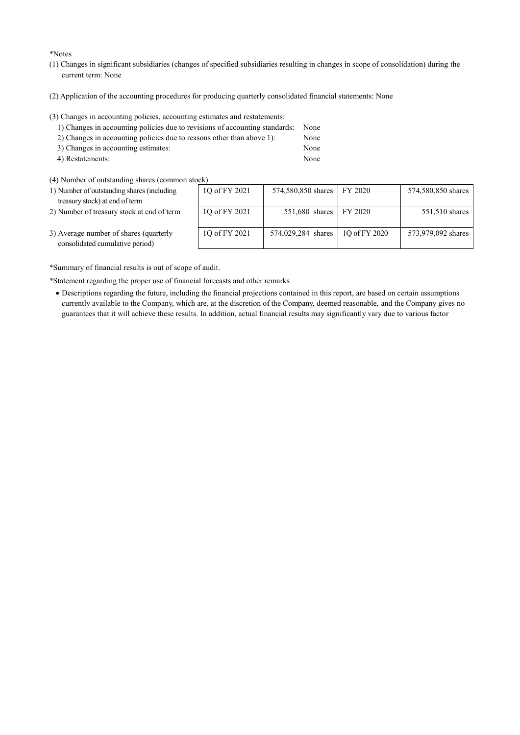*Notes

(1) Changes in significant subsidiaries (changes of specified subsidiaries resulting in changes in scope of consolidation) during the current term: None

(2) Application of the accounting procedures for producing quarterly consolidated financial statements: None

(3) Changes in accounting policies, accounting estimates and restatements:

1) Changes in accounting policies due to revisions of accounting standards: None
2) Changes in accounting policies due to reasons other than above 1): None
3) Changes in accounting estimates: None
4) Restatements: None

(4) Number of outstanding shares (common stock)

| | | | | |
|---|---|---|---|---|
| 1) Number of outstanding shares (including treasury stock) at end of term | 1Q of FY 2021 | 574,580,850 shares | FY 2020 | 574,580,850 shares |
| 2) Number of treasury stock at end of term | 1Q of FY 2021 | 551,680 shares | FY 2020 | 551,510 shares |
| 3) Average number of shares (quarterly consolidated cumulative period) | 1Q of FY 2021 | 574,029,284 shares | 1Q of FY 2020 | 573,979,092 shares |

*Summary of financial results is out of scope of audit.

*Statement regarding the proper use of financial forecasts and other remarks

- Descriptions regarding the future, including the financial projections contained in this report, are based on certain assumptions currently available to the Company, which are, at the discretion of the Company, deemed reasonable, and the Company gives no guarantees that it will achieve these results. In addition, actual financial results may significantly vary due to various factor